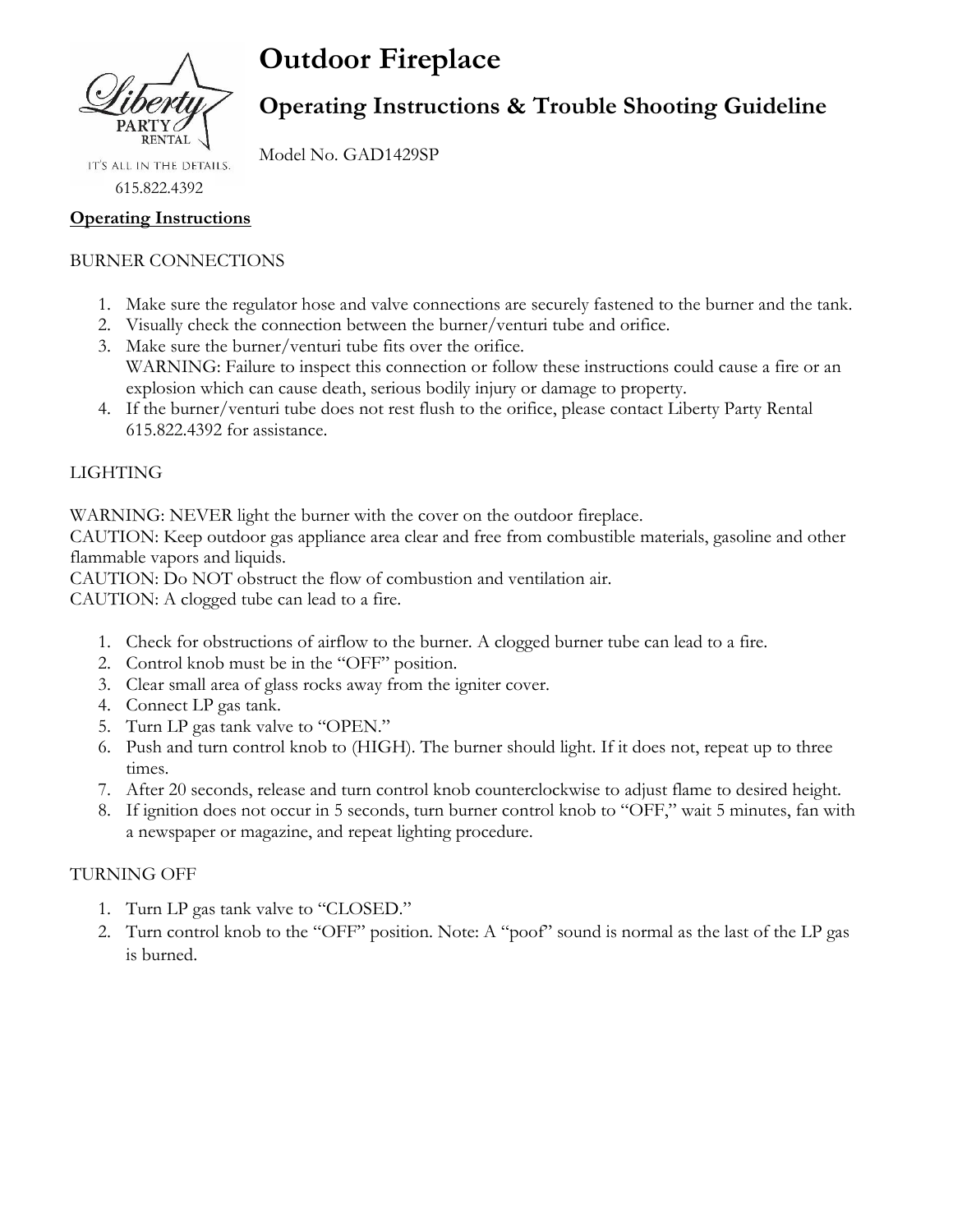# Outdoor Fireplace

## Operating Instructions & Trouble Shooting Guideline

Model No. GAD1429SP

Liberty PARTY RENTAL

IT'S ALL IN THE DETAILS.

615.822.4392

**Operating Instructions**

BURNER CONNECTIONS

1. Make sure the regulator hose and valve connections are securely fastened to the burner and the tank.
2. Visually check the connection between the burner/venturi tube and orifice.
3. Make sure the burner/venturi tube fits over the orifice.
   WARNING: Failure to inspect this connection or follow these instructions could cause a fire or an explosion which can cause death, serious bodily injury or damage to property.
4. If the burner/venturi tube does not rest flush to the orifice, please contact Liberty Party Rental 615.822.4392 for assistance.

LIGHTING

WARNING: NEVER light the burner with the cover on the outdoor fireplace.
CAUTION: Keep outdoor gas appliance area clear and free from combustible materials, gasoline and other flammable vapors and liquids.
CAUTION: Do NOT obstruct the flow of combustion and ventilation air.
CAUTION: A clogged tube can lead to a fire.

1. Check for obstructions of airflow to the burner. A clogged burner tube can lead to a fire.
2. Control knob must be in the "OFF" position.
3. Clear small area of glass rocks away from the igniter cover.
4. Connect LP gas tank.
5. Turn LP gas tank valve to "OPEN."
6. Push and turn control knob to (HIGH). The burner should light. If it does not, repeat up to three times.
7. After 20 seconds, release and turn control knob counterclockwise to adjust flame to desired height.
8. If ignition does not occur in 5 seconds, turn burner control knob to "OFF," wait 5 minutes, fan with a newspaper or magazine, and repeat lighting procedure.

TURNING OFF

1. Turn LP gas tank valve to "CLOSED."
2. Turn control knob to the "OFF" position. Note: A "poof" sound is normal as the last of the LP gas is burned.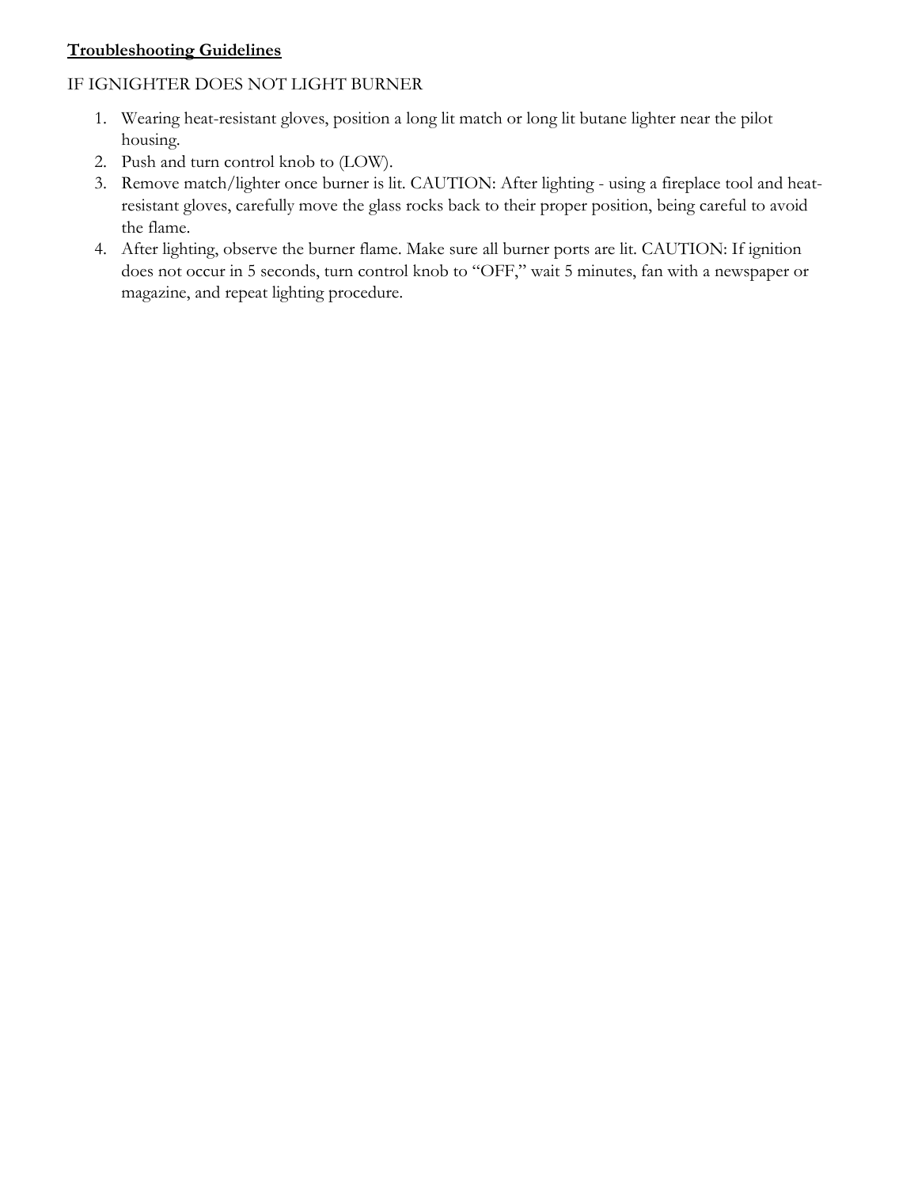**<u>Troubleshooting Guidelines</u>**

IF IGNIGHTER DOES NOT LIGHT BURNER

1. Wearing heat-resistant gloves, position a long lit match or long lit butane lighter near the pilot housing.
2. Push and turn control knob to (LOW).
3. Remove match/lighter once burner is lit. CAUTION: After lighting - using a fireplace tool and heat-resistant gloves, carefully move the glass rocks back to their proper position, being careful to avoid the flame.
4. After lighting, observe the burner flame. Make sure all burner ports are lit. CAUTION: If ignition does not occur in 5 seconds, turn control knob to "OFF," wait 5 minutes, fan with a newspaper or magazine, and repeat lighting procedure.